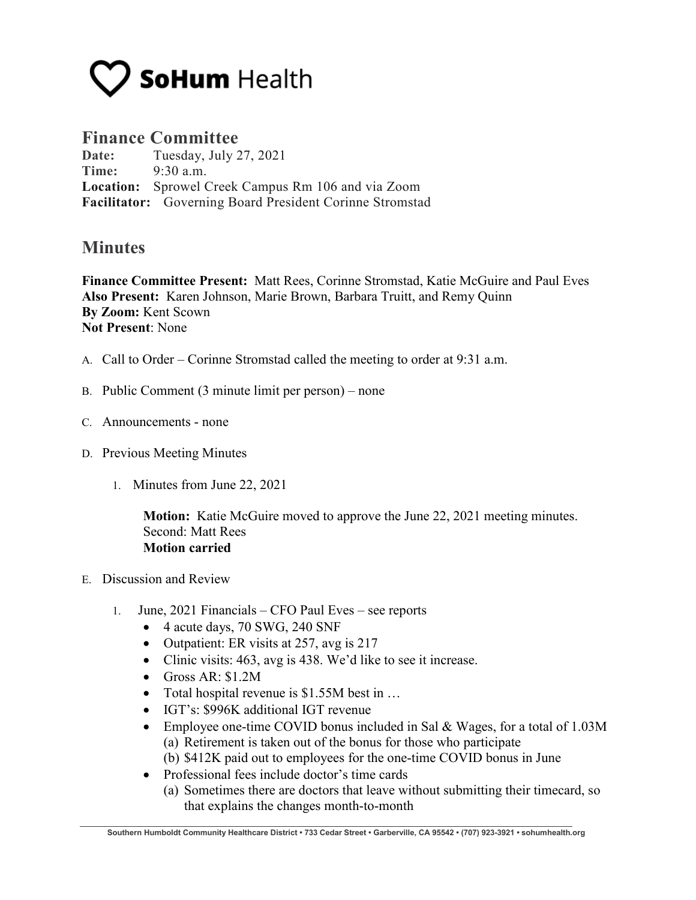# SoHum Health

## Finance Committee

**Date:** Tuesday, July 27, 2021
**Time:** 9:30 a.m.
**Location:** Sprowel Creek Campus Rm 106 and via Zoom
**Facilitator:** Governing Board President Corinne Stromstad

## Minutes

**Finance Committee Present:** Matt Rees, Corinne Stromstad, Katie McGuire and Paul Eves
**Also Present:** Karen Johnson, Marie Brown, Barbara Truitt, and Remy Quinn
**By Zoom:** Kent Scown
**Not Present**: None

A. Call to Order – Corinne Stromstad called the meeting to order at 9:31 a.m.

B. Public Comment (3 minute limit per person) – none

C. Announcements - none

D. Previous Meeting Minutes

1. Minutes from June 22, 2021

   **Motion:** Katie McGuire moved to approve the June 22, 2021 meeting minutes.
   Second: Matt Rees
   **Motion carried**

E. Discussion and Review

1. June, 2021 Financials – CFO Paul Eves – see reports
   - 4 acute days, 70 SWG, 240 SNF
   - Outpatient: ER visits at 257, avg is 217
   - Clinic visits: 463, avg is 438. We'd like to see it increase.
   - Gross AR: $1.2M
   - Total hospital revenue is $1.55M best in …
   - IGT's: $996K additional IGT revenue
   - Employee one-time COVID bonus included in Sal & Wages, for a total of 1.03M
     (a) Retirement is taken out of the bonus for those who participate
     (b) $412K paid out to employees for the one-time COVID bonus in June
   - Professional fees include doctor's time cards
     (a) Sometimes there are doctors that leave without submitting their timecard, so that explains the changes month-to-month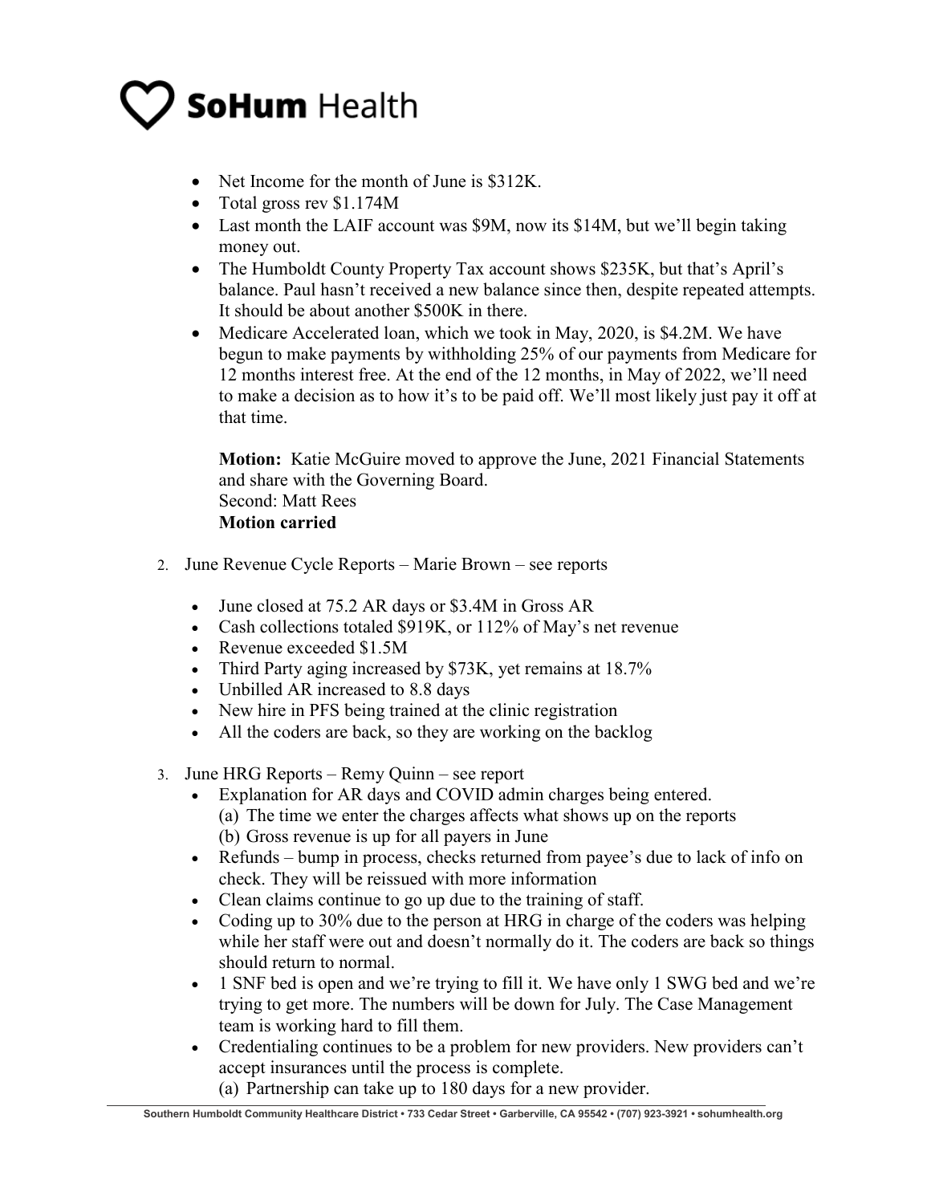- Net Income for the month of June is $312K.
- Total gross rev $1.174M
- Last month the LAIF account was $9M, now its $14M, but we'll begin taking money out.
- The Humboldt County Property Tax account shows $235K, but that's April's balance. Paul hasn't received a new balance since then, despite repeated attempts. It should be about another $500K in there.
- Medicare Accelerated loan, which we took in May, 2020, is $4.2M. We have begun to make payments by withholding 25% of our payments from Medicare for 12 months interest free. At the end of the 12 months, in May of 2022, we'll need to make a decision as to how it's to be paid off. We'll most likely just pay it off at that time.

  **Motion:** Katie McGuire moved to approve the June, 2021 Financial Statements and share with the Governing Board.
  Second: Matt Rees
  **Motion carried**

2. June Revenue Cycle Reports – Marie Brown – see reports

   - June closed at 75.2 AR days or $3.4M in Gross AR
   - Cash collections totaled $919K, or 112% of May's net revenue
   - Revenue exceeded $1.5M
   - Third Party aging increased by $73K, yet remains at 18.7%
   - Unbilled AR increased to 8.8 days
   - New hire in PFS being trained at the clinic registration
   - All the coders are back, so they are working on the backlog

3. June HRG Reports – Remy Quinn – see report
   - Explanation for AR days and COVID admin charges being entered.
     (a) The time we enter the charges affects what shows up on the reports
     (b) Gross revenue is up for all payers in June
   - Refunds – bump in process, checks returned from payee's due to lack of info on check. They will be reissued with more information
   - Clean claims continue to go up due to the training of staff.
   - Coding up to 30% due to the person at HRG in charge of the coders was helping while her staff were out and doesn't normally do it. The coders are back so things should return to normal.
   - 1 SNF bed is open and we're trying to fill it. We have only 1 SWG bed and we're trying to get more. The numbers will be down for July. The Case Management team is working hard to fill them.
   - Credentialing continues to be a problem for new providers. New providers can't accept insurances until the process is complete.
     (a) Partnership can take up to 180 days for a new provider.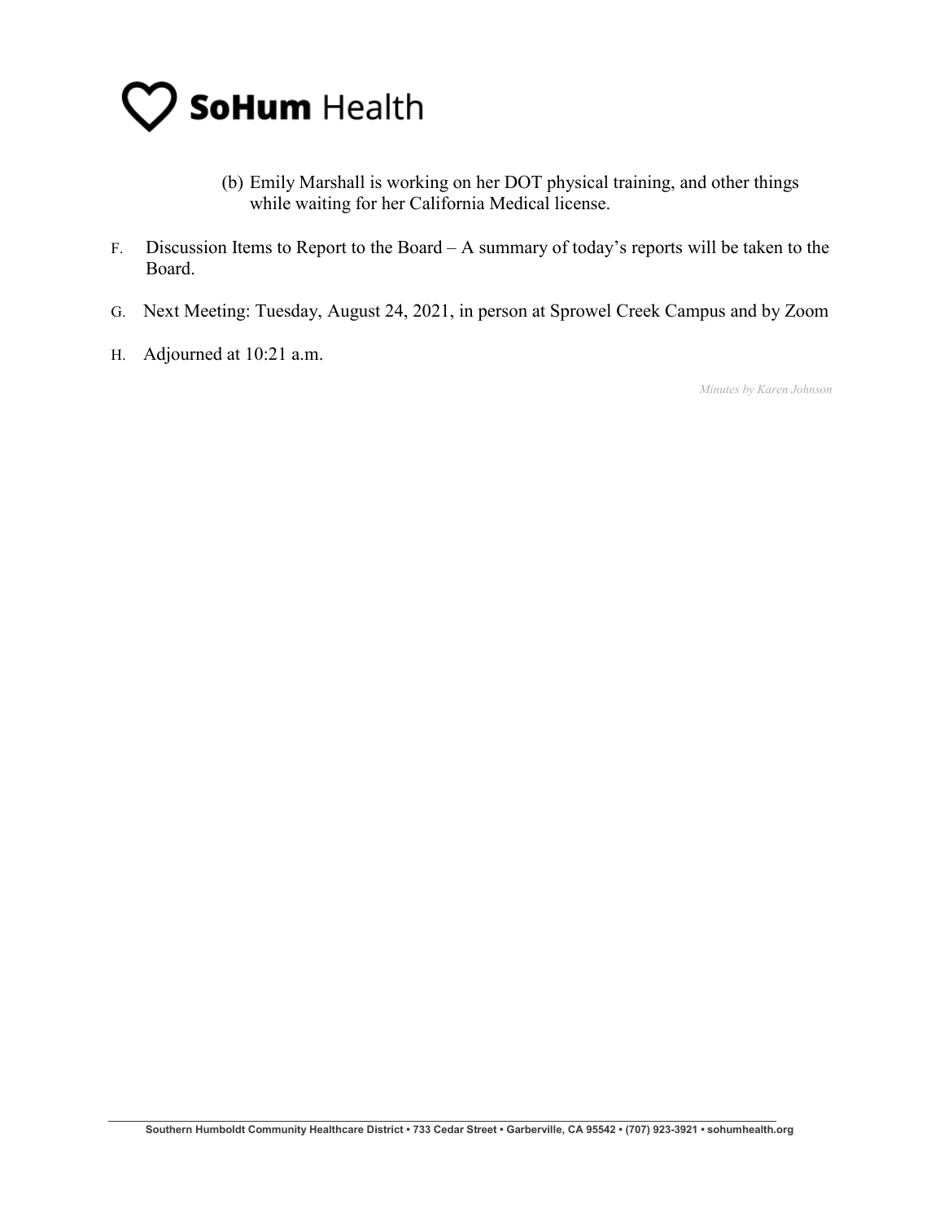(b) Emily Marshall is working on her DOT physical training, and other things while waiting for her California Medical license.

F. Discussion Items to Report to the Board – A summary of today's reports will be taken to the Board.

G. Next Meeting: Tuesday, August 24, 2021, in person at Sprowel Creek Campus and by Zoom

H. Adjourned at 10:21 a.m.

*Minutes by Karen Johnson*